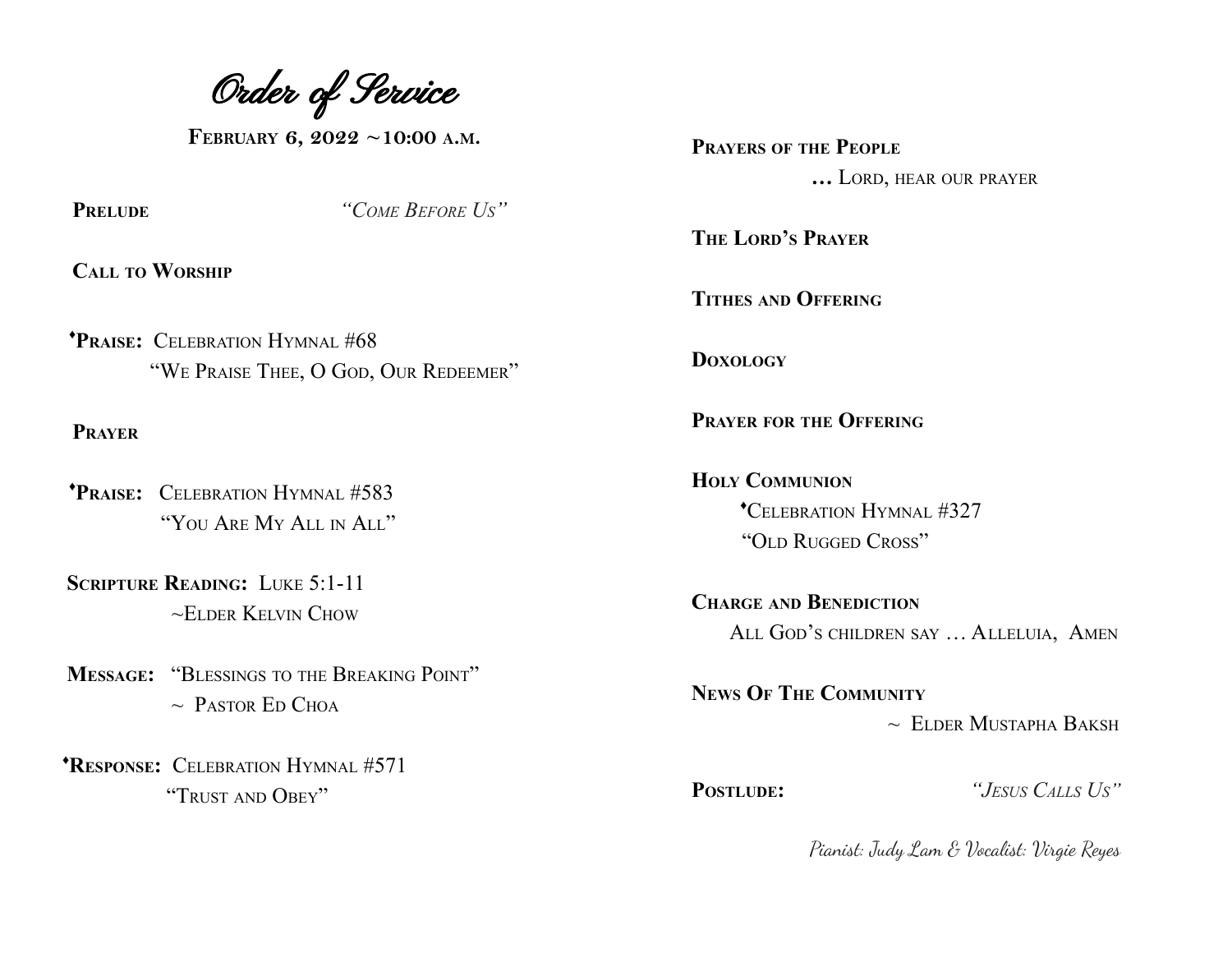# *Order of Service*

**February 6, 2022 ~10:00 a.m.**

**Prelude** *"Come Before Us"*

**Call to Worship**

♦**Praise:** Celebration Hymnal #68
"We Praise Thee, O God, Our Redeemer"

**Prayer**

♦**Praise:** Celebration Hymnal #583
"You Are My All in All"

**Scripture Reading:** Luke 5:1-11
~Elder Kelvin Chow

**Message:** "Blessings to the Breaking Point"
~ Pastor Ed Choa

♦**Response:** Celebration Hymnal #571
"Trust and Obey"

**Prayers of the People**
**…** Lord, hear our prayer

**The Lord's Prayer**

**Tithes and Offering**

**Doxology**

**Prayer for the Offering**

**Holy Communion**
♦Celebration Hymnal #327
"Old Rugged Cross"

**Charge and Benediction**
All God's children say … Alleluia, Amen

**News Of The Community**
~ Elder Mustapha Baksh

**Postlude:** *"Jesus Calls Us"*

*Pianist: Judy Lam & Vocalist: Virgie Reyes*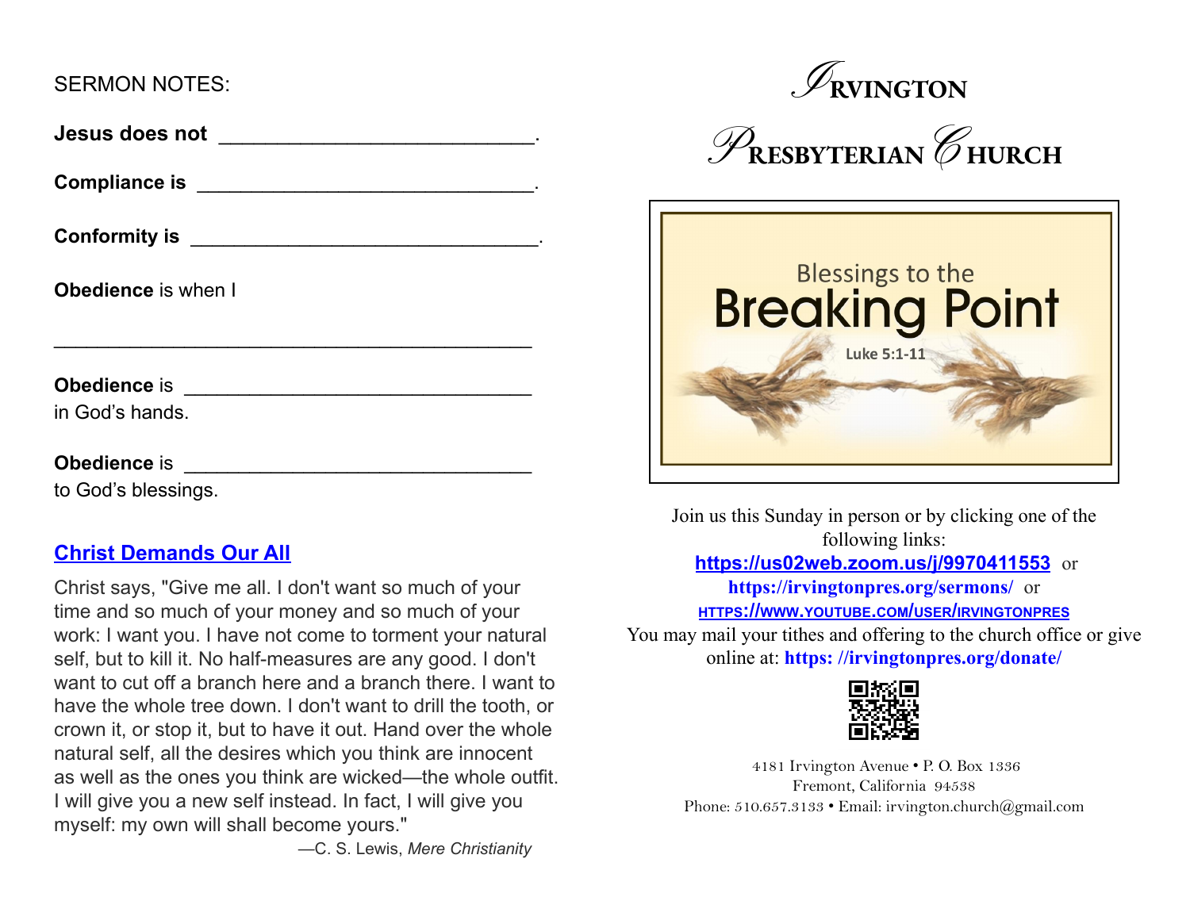SERMON NOTES:

**Jesus does not** ____________________________.

**Compliance is** _______________________________.

**Conformity is** ________________________________.

**Obedience** is when I

____________________________________________

**Obedience** is ________________________________ in God's hands.

**Obedience** is ________________________________ to God's blessings.

## Christ Demands Our All

Christ says, "Give me all. I don't want so much of your time and so much of your money and so much of your work: I want you. I have not come to torment your natural self, but to kill it. No half-measures are any good. I don't want to cut off a branch here and a branch there. I want to have the whole tree down. I don't want to drill the tooth, or crown it, or stop it, but to have it out. Hand over the whole natural self, all the desires which you think are innocent as well as the ones you think are wicked—the whole outfit. I will give you a new self instead. In fact, I will give you myself: my own will shall become yours."

—C. S. Lewis, *Mere Christianity*

# Irvington Presbyterian Church

Blessings to the

Breaking Point

Luke 5:1-11

Join us this Sunday in person or by clicking one of the following links:

**https://us02web.zoom.us/j/9970411553** or

**https://irvingtonpres.org/sermons/** or

**HTTPS://WWW.YOUTUBE.COM/USER/IRVINGTONPRES**

You may mail your tithes and offering to the church office or give online at: **https: //irvingtonpres.org/donate/**

4181 Irvington Avenue • P. O. Box 1336
Fremont, California 94538
Phone: 510.657.3133 • Email: irvington.church@gmail.com